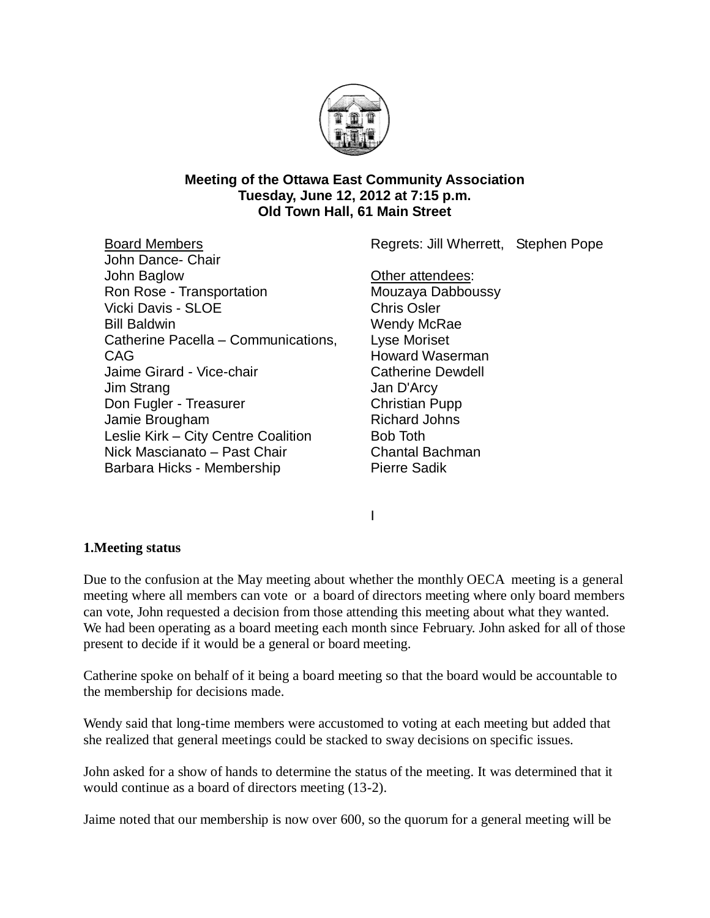# Meeting of the Ottawa East Community Association
## Tuesday, June 12, 2012 at 7:15 p.m.
## Old Town Hall, 61 Main Street

Board Members
John Dance- Chair
John Baglow
Ron Rose - Transportation
Vicki Davis - SLOE
Bill Baldwin
Catherine Pacella – Communications, CAG
Jaime Girard - Vice-chair
Jim Strang
Don Fugler - Treasurer
Jamie Brougham
Leslie Kirk – City Centre Coalition
Nick Mascianato – Past Chair
Barbara Hicks - Membership

Regrets: Jill Wherrett, Stephen Pope

Other attendees:
Mouzaya Dabboussy
Chris Osler
Wendy McRae
Lyse Moriset
Howard Waserman
Catherine Dewdell
Jan D'Arcy
Christian Pupp
Richard Johns
Bob Toth
Chantal Bachman
Pierre Sadik

I

**1.Meeting status**

Due to the confusion at the May meeting about whether the monthly OECA meeting is a general meeting where all members can vote or a board of directors meeting where only board members can vote, John requested a decision from those attending this meeting about what they wanted. We had been operating as a board meeting each month since February. John asked for all of those present to decide if it would be a general or board meeting.

Catherine spoke on behalf of it being a board meeting so that the board would be accountable to the membership for decisions made.

Wendy said that long-time members were accustomed to voting at each meeting but added that she realized that general meetings could be stacked to sway decisions on specific issues.

John asked for a show of hands to determine the status of the meeting. It was determined that it would continue as a board of directors meeting (13-2).

Jaime noted that our membership is now over 600, so the quorum for a general meeting will be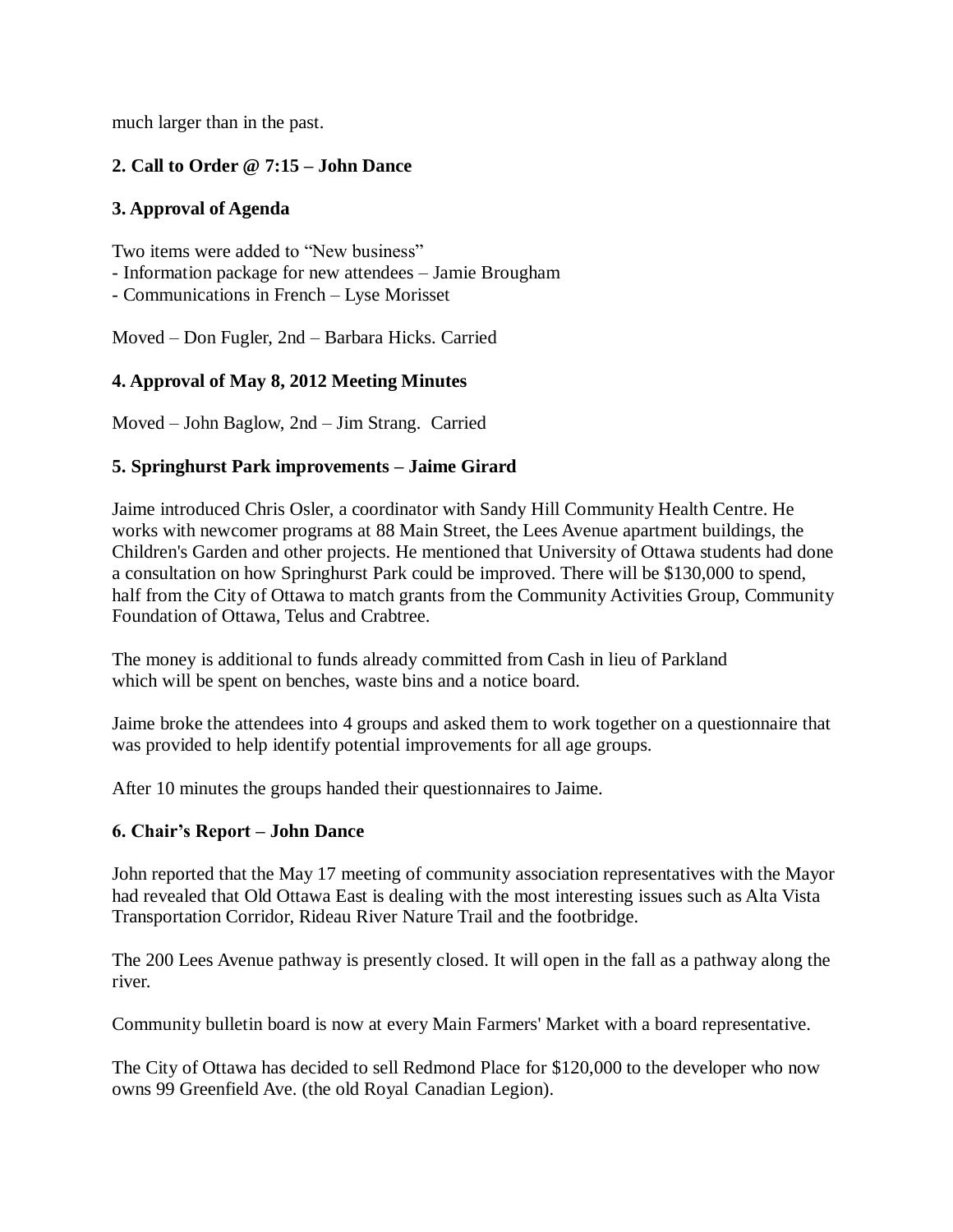much larger than in the past.

**2. Call to Order @ 7:15 – John Dance**

**3. Approval of Agenda**

Two items were added to "New business"
- Information package for new attendees – Jamie Brougham
- Communications in French – Lyse Morisset

Moved – Don Fugler, 2nd – Barbara Hicks. Carried

**4. Approval of May 8, 2012 Meeting Minutes**

Moved – John Baglow, 2nd – Jim Strang. Carried

**5. Springhurst Park improvements – Jaime Girard**

Jaime introduced Chris Osler, a coordinator with Sandy Hill Community Health Centre. He works with newcomer programs at 88 Main Street, the Lees Avenue apartment buildings, the Children's Garden and other projects. He mentioned that University of Ottawa students had done a consultation on how Springhurst Park could be improved. There will be $130,000 to spend, half from the City of Ottawa to match grants from the Community Activities Group, Community Foundation of Ottawa, Telus and Crabtree.

The money is additional to funds already committed from Cash in lieu of Parkland which will be spent on benches, waste bins and a notice board.

Jaime broke the attendees into 4 groups and asked them to work together on a questionnaire that was provided to help identify potential improvements for all age groups.

After 10 minutes the groups handed their questionnaires to Jaime.

**6. Chair's Report – John Dance**

John reported that the May 17 meeting of community association representatives with the Mayor had revealed that Old Ottawa East is dealing with the most interesting issues such as Alta Vista Transportation Corridor, Rideau River Nature Trail and the footbridge.

The 200 Lees Avenue pathway is presently closed. It will open in the fall as a pathway along the river.

Community bulletin board is now at every Main Farmers' Market with a board representative.

The City of Ottawa has decided to sell Redmond Place for $120,000 to the developer who now owns 99 Greenfield Ave. (the old Royal Canadian Legion).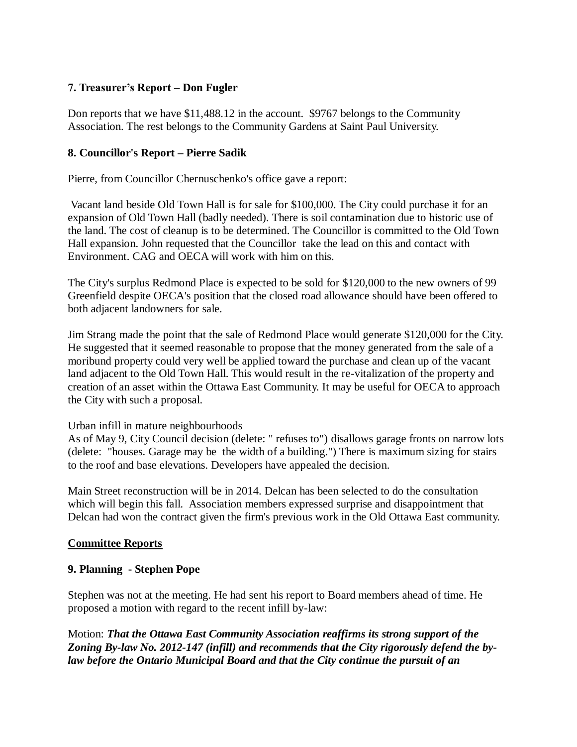**7. Treasurer's Report – Don Fugler**

Don reports that we have $11,488.12 in the account. $9767 belongs to the Community Association. The rest belongs to the Community Gardens at Saint Paul University.

**8. Councillor's Report – Pierre Sadik**

Pierre, from Councillor Chernuschenko's office gave a report:

Vacant land beside Old Town Hall is for sale for $100,000. The City could purchase it for an expansion of Old Town Hall (badly needed). There is soil contamination due to historic use of the land. The cost of cleanup is to be determined. The Councillor is committed to the Old Town Hall expansion. John requested that the Councillor take the lead on this and contact with Environment. CAG and OECA will work with him on this.

The City's surplus Redmond Place is expected to be sold for $120,000 to the new owners of 99 Greenfield despite OECA's position that the closed road allowance should have been offered to both adjacent landowners for sale.

Jim Strang made the point that the sale of Redmond Place would generate $120,000 for the City. He suggested that it seemed reasonable to propose that the money generated from the sale of a moribund property could very well be applied toward the purchase and clean up of the vacant land adjacent to the Old Town Hall. This would result in the re-vitalization of the property and creation of an asset within the Ottawa East Community. It may be useful for OECA to approach the City with such a proposal.

Urban infill in mature neighbourhoods
As of May 9, City Council decision (delete: " refuses to") <u>disallows</u> garage fronts on narrow lots (delete: "houses. Garage may be the width of a building.") There is maximum sizing for stairs to the roof and base elevations. Developers have appealed the decision.

Main Street reconstruction will be in 2014. Delcan has been selected to do the consultation which will begin this fall. Association members expressed surprise and disappointment that Delcan had won the contract given the firm's previous work in the Old Ottawa East community.

**<u>Committee Reports</u>**

**9. Planning - Stephen Pope**

Stephen was not at the meeting. He had sent his report to Board members ahead of time. He proposed a motion with regard to the recent infill by-law:

Motion: ***That the Ottawa East Community Association reaffirms its strong support of the Zoning By-law No. 2012-147 (infill) and recommends that the City rigorously defend the by-law before the Ontario Municipal Board and that the City continue the pursuit of an***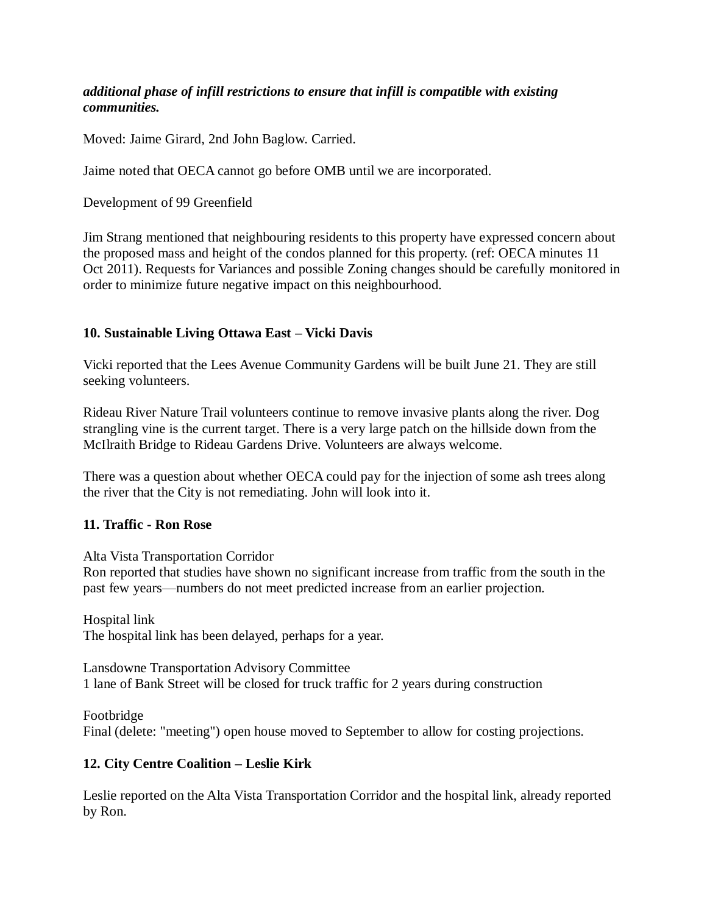***additional phase of infill restrictions to ensure that infill is compatible with existing communities.***

Moved: Jaime Girard, 2nd John Baglow. Carried.

Jaime noted that OECA cannot go before OMB until we are incorporated.

Development of 99 Greenfield

Jim Strang mentioned that neighbouring residents to this property have expressed concern about the proposed mass and height of the condos planned for this property. (ref: OECA minutes 11 Oct 2011). Requests for Variances and possible Zoning changes should be carefully monitored in order to minimize future negative impact on this neighbourhood.

**10. Sustainable Living Ottawa East – Vicki Davis**

Vicki reported that the Lees Avenue Community Gardens will be built June 21. They are still seeking volunteers.

Rideau River Nature Trail volunteers continue to remove invasive plants along the river. Dog strangling vine is the current target. There is a very large patch on the hillside down from the McIlraith Bridge to Rideau Gardens Drive. Volunteers are always welcome.

There was a question about whether OECA could pay for the injection of some ash trees along the river that the City is not remediating. John will look into it.

**11. Traffic - Ron Rose**

Alta Vista Transportation Corridor
Ron reported that studies have shown no significant increase from traffic from the south in the past few years—numbers do not meet predicted increase from an earlier projection.

Hospital link
The hospital link has been delayed, perhaps for a year.

Lansdowne Transportation Advisory Committee
1 lane of Bank Street will be closed for truck traffic for 2 years during construction

Footbridge
Final (delete: "meeting") open house moved to September to allow for costing projections.

**12. City Centre Coalition – Leslie Kirk**

Leslie reported on the Alta Vista Transportation Corridor and the hospital link, already reported by Ron.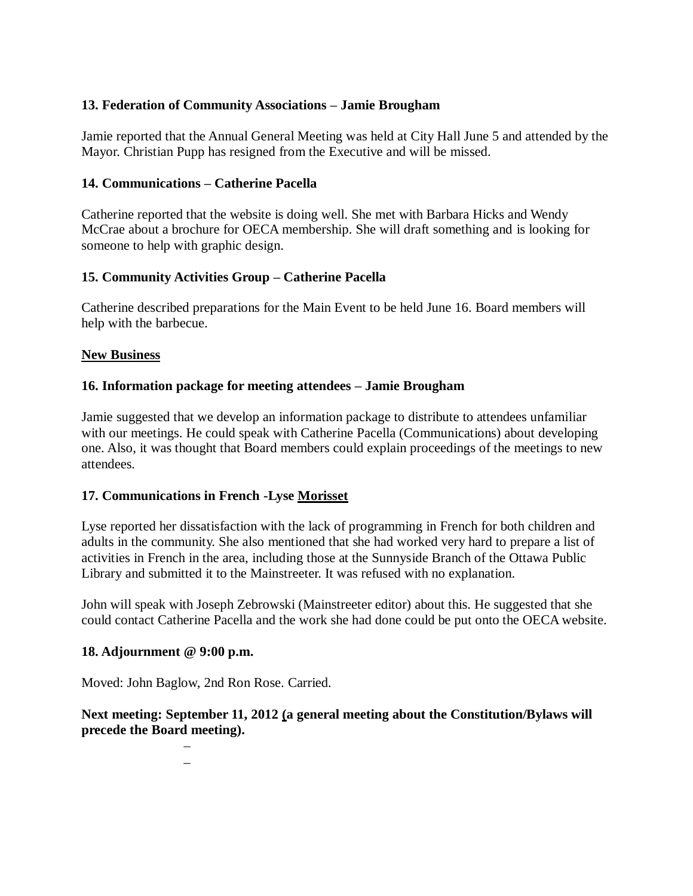**13. Federation of Community Associations – Jamie Brougham**

Jamie reported that the Annual General Meeting was held at City Hall June 5 and attended by the Mayor. Christian Pupp has resigned from the Executive and will be missed.

**14. Communications – Catherine Pacella**

Catherine reported that the website is doing well. She met with Barbara Hicks and Wendy McCrae about a brochure for OECA membership. She will draft something and is looking for someone to help with graphic design.

**15. Community Activities Group – Catherine Pacella**

Catherine described preparations for the Main Event to be held June 16. Board members will help with the barbecue.

**New Business**

**16. Information package for meeting attendees – Jamie Brougham**

Jamie suggested that we develop an information package to distribute to attendees unfamiliar with our meetings. He could speak with Catherine Pacella (Communications) about developing one. Also, it was thought that Board members could explain proceedings of the meetings to new attendees.

**17. Communications in French -Lyse Morisset**

Lyse reported her dissatisfaction with the lack of programming in French for both children and adults in the community. She also mentioned that she had worked very hard to prepare a list of activities in French in the area, including those at the Sunnyside Branch of the Ottawa Public Library and submitted it to the Mainstreeter. It was refused with no explanation.

John will speak with Joseph Zebrowski (Mainstreeter editor) about this. He suggested that she could contact Catherine Pacella and the work she had done could be put onto the OECA website.

**18. Adjournment @ 9:00 p.m.**

Moved: John Baglow, 2nd Ron Rose. Carried.

**Next meeting: September 11, 2012 (a general meeting about the Constitution/Bylaws will precede the Board meeting).**